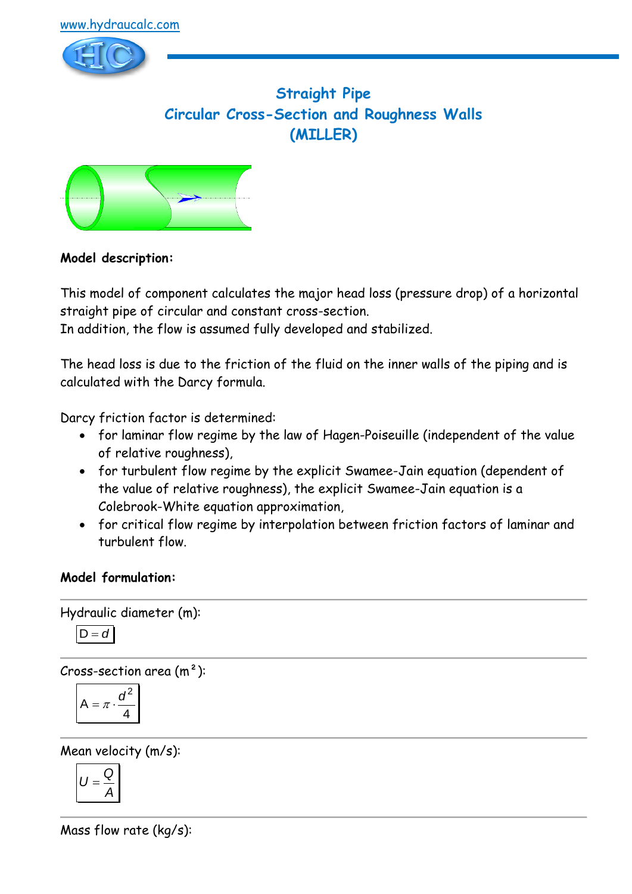www.hydraucalc.com

# Straight Pipe
## Circular Cross-Section and Roughness Walls
## (MILLER)

**Model description:**

This model of component calculates the major head loss (pressure drop) of a horizontal straight pipe of circular and constant cross-section.
In addition, the flow is assumed fully developed and stabilized.

The head loss is due to the friction of the fluid on the inner walls of the piping and is calculated with the Darcy formula.

Darcy friction factor is determined:

- for laminar flow regime by the law of Hagen-Poiseuille (independent of the value of relative roughness),
- for turbulent flow regime by the explicit Swamee-Jain equation (dependent of the value of relative roughness), the explicit Swamee-Jain equation is a Colebrook-White equation approximation,
- for critical flow regime by interpolation between friction factors of laminar and turbulent flow.

**Model formulation:**

---

Hydraulic diameter (m):

$$D = d$$

---

Cross-section area (m²):

$$A = \pi \cdot \frac{d^2}{4}$$

---

Mean velocity (m/s):

$$U = \frac{Q}{A}$$

---

Mass flow rate (kg/s):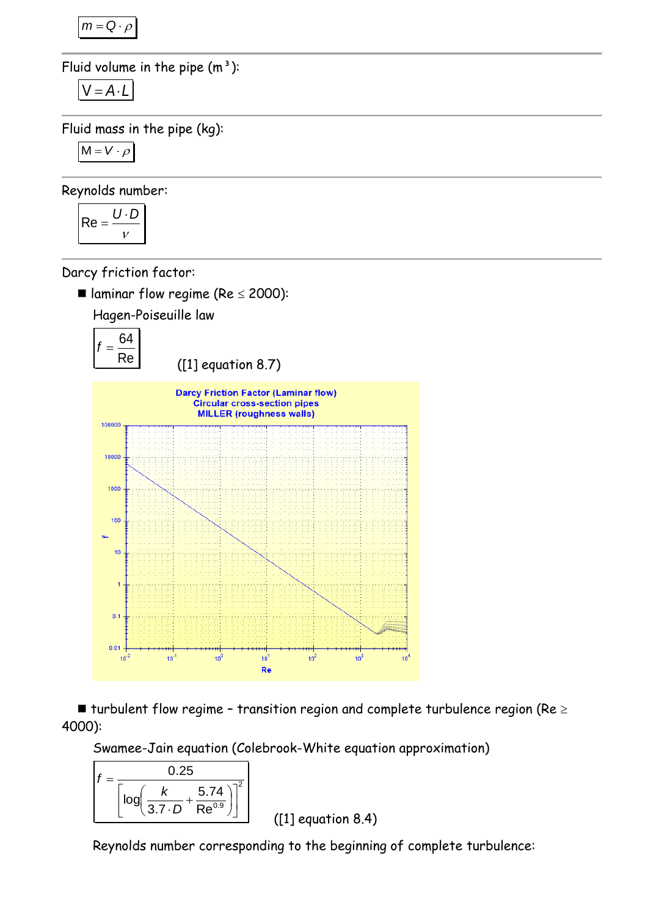$$m = Q \cdot \rho$$

Fluid volume in the pipe ($m^3$):

$$V = A \cdot L$$

Fluid mass in the pipe (kg):

$$M = V \cdot \rho$$

Reynolds number:

$$Re = \frac{U \cdot D}{\nu}$$

Darcy friction factor:

- laminar flow regime (Re ≤ 2000):

  Hagen-Poiseuille law

$$f = \frac{64}{Re}$$

([1] equation 8.7)

- turbulent flow regime – transition region and complete turbulence region (Re ≥ 4000):

  Swamee-Jain equation (Colebrook-White equation approximation)

$$f = \frac{0.25}{\left[\log\left(\frac{k}{3.7 \cdot D} + \frac{5.74}{Re^{0.9}}\right)\right]^2}$$

([1] equation 8.4)

Reynolds number corresponding to the beginning of complete turbulence: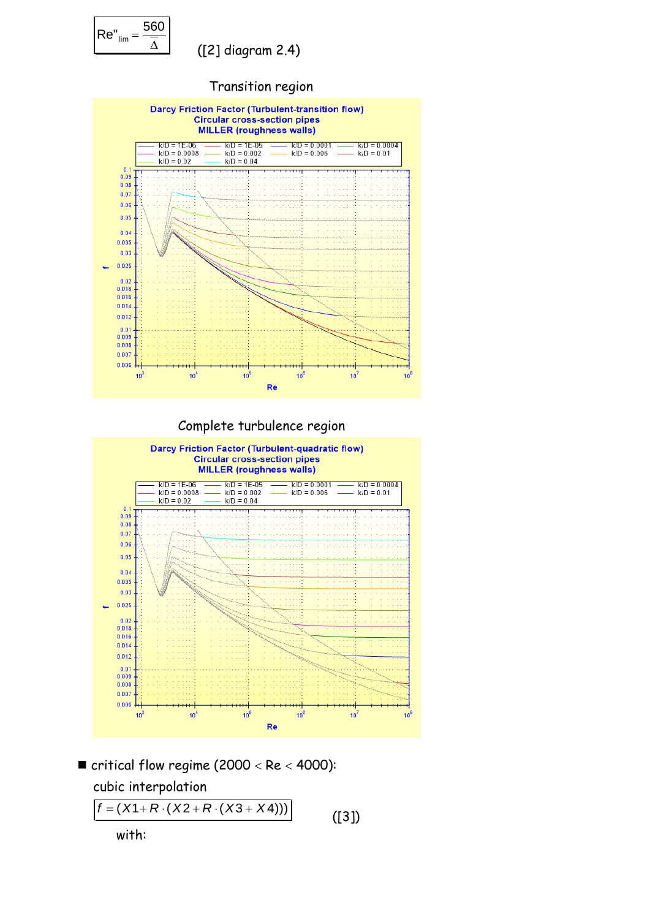$$Re''_{lim} = \frac{560}{\overline{\Delta}}$$

([2] diagram 2.4)

Transition region

Darcy Friction Factor (Turbulent-transition flow)
Circular cross-section pipes
MILLER (roughness walls)

Complete turbulence region

Darcy Friction Factor (Turbulent-quadratic flow)
Circular cross-section pipes
MILLER (roughness walls)

- critical flow regime (2000 < Re < 4000):

cubic interpolation

$$f = (X1 + R \cdot (X2 + R \cdot (X3 + X4)))$$

([3])

with: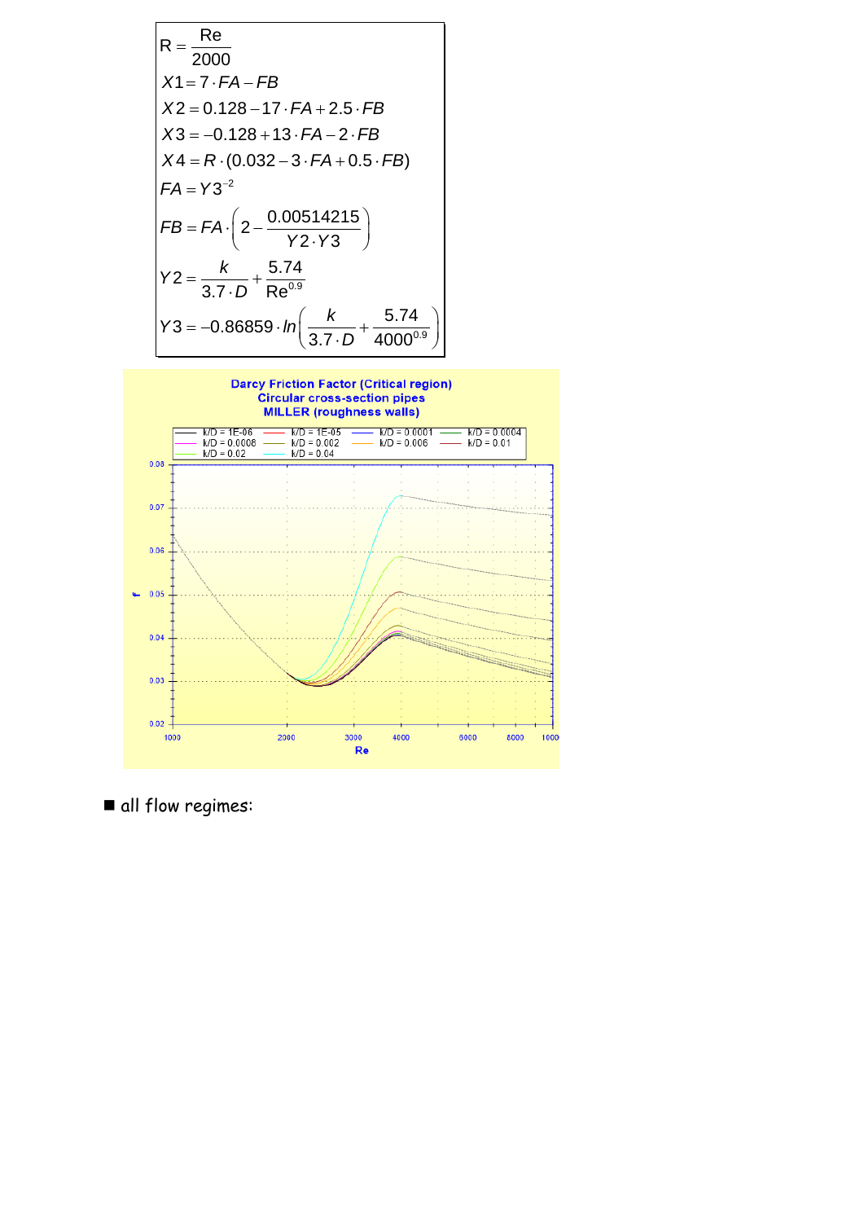$$R = \frac{Re}{2000}$$

$$X1 = 7 \cdot FA - FB$$

$$X2 = 0.128 - 17 \cdot FA + 2.5 \cdot FB$$

$$X3 = -0.128 + 13 \cdot FA - 2 \cdot FB$$

$$X4 = R \cdot (0.032 - 3 \cdot FA + 0.5 \cdot FB)$$

$$FA = Y3^{-2}$$

$$FB = FA \cdot \left(2 - \frac{0.00514215}{Y2 \cdot Y3}\right)$$

$$Y2 = \frac{k}{3.7 \cdot D} + \frac{5.74}{Re^{0.9}}$$

$$Y3 = -0.86859 \cdot ln\left(\frac{k}{3.7 \cdot D} + \frac{5.74}{4000^{0.9}}\right)$$

Darcy Friction Factor (Critical region)
Circular cross-section pipes
MILLER (roughness walls)

- all flow regimes: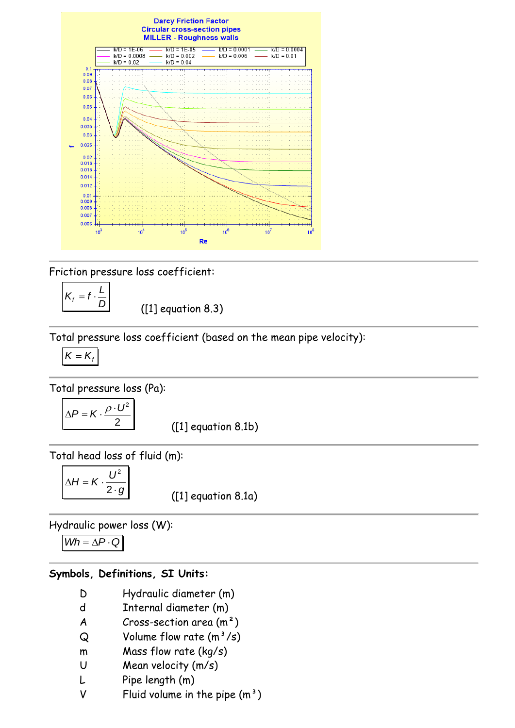Friction pressure loss coefficient:

$$K_f = f \cdot \frac{L}{D}$$

([1] equation 8.3)

Total pressure loss coefficient (based on the mean pipe velocity):

$$K = K_f$$

Total pressure loss (Pa):

$$\Delta P = K \cdot \frac{\rho \cdot U^2}{2}$$

([1] equation 8.1b)

Total head loss of fluid (m):

$$\Delta H = K \cdot \frac{U^2}{2 \cdot g}$$

([1] equation 8.1a)

Hydraulic power loss (W):

$$Wh = \Delta P \cdot Q$$

**Symbols, Definitions, SI Units:**

- D — Hydraulic diameter (m)
- d — Internal diameter (m)
- A — Cross-section area ($m^2$)
- Q — Volume flow rate ($m^3/s$)
- m — Mass flow rate (kg/s)
- U — Mean velocity (m/s)
- L — Pipe length (m)
- V — Fluid volume in the pipe ($m^3$)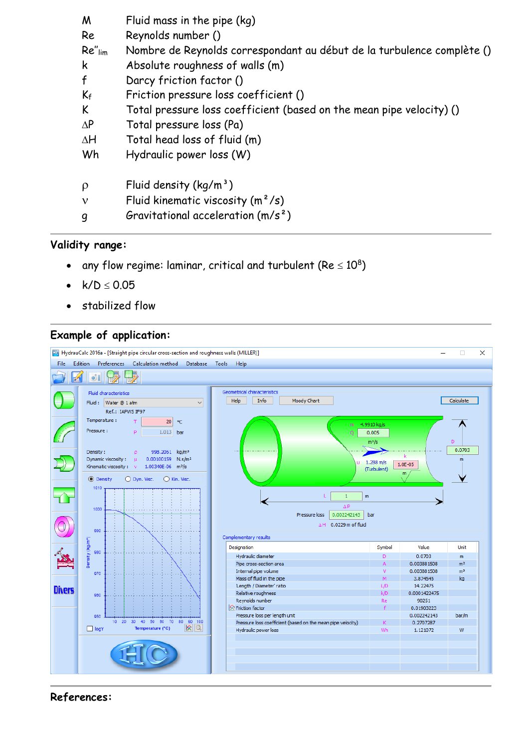| | |
|---|---|
| M | Fluid mass in the pipe (kg) |
| Re | Reynolds number () |
| $Re''_{lim}$ | Nombre de Reynolds correspondant au début de la turbulence complète () |
| k | Absolute roughness of walls (m) |
| f | Darcy friction factor () |
| $K_f$ | Friction pressure loss coefficient () |
| K | Total pressure loss coefficient (based on the mean pipe velocity) () |
| ΔP | Total pressure loss (Pa) |
| ΔH | Total head loss of fluid (m) |
| Wh | Hydraulic power loss (W) |
| | |
| ρ | Fluid density (kg/m³) |
| ν | Fluid kinematic viscosity (m²/s) |
| g | Gravitational acceleration (m/s²) |

## Validity range:

- any flow regime: laminar, critical and turbulent ($Re \le 10^8$)
- $k/D \le 0.05$
- stabilized flow

## Example of application:

HydrauCalc 2016a - [Straight pipe circular cross-section and roughness walls (MILLER)]

Fluid: Water @ 1 atm, Ref.: IAPWS IF97
Temperature: T = 20 °C
Pressure: P = 1.013 bar
Density: ρ = 998.2061 kg/m³
Dynamic viscosity: μ = 0.00100159 N.s/m²
Kinematic viscosity: ν = 1.00340E-06 m²/s

m = 4.9910 kg/s
Q = 0.005 m³/s
u = 1.288 m/s (Turbulent)
k = 1.0E-05 m
D = 0.0703 m
L = 1 m
ΔP Pressure loss = 0.002242143 bar
ΔH = 0.0229 m of fluid

Complementary results

| Designation | Symbol | Value | Unit |
|---|---|---|---|
| Hydraulic diameter | D | 0.0703 | m |
| Pipe cross-section area | A | 0.003881508 | m² |
| Internal pipe volume | V | 0.003881508 | m³ |
| Mass of fluid in the pipe | M | 3.874545 | kg |
| Length / Diameter ratio | L/D | 14.22475 | |
| Relative roughness | k/D | 0.0001422475 | |
| Reynolds number | Re | 90251 | |
| Friction factor | f | 0.01903223 | |
| Pressure loss per length unit | | 0.002242143 | bar/m |
| Pressure loss coefficient (based on the mean pipe velocity) | K | 0.2707287 | |
| Hydraulic power loss | Wh | 1.121072 | W |

## References: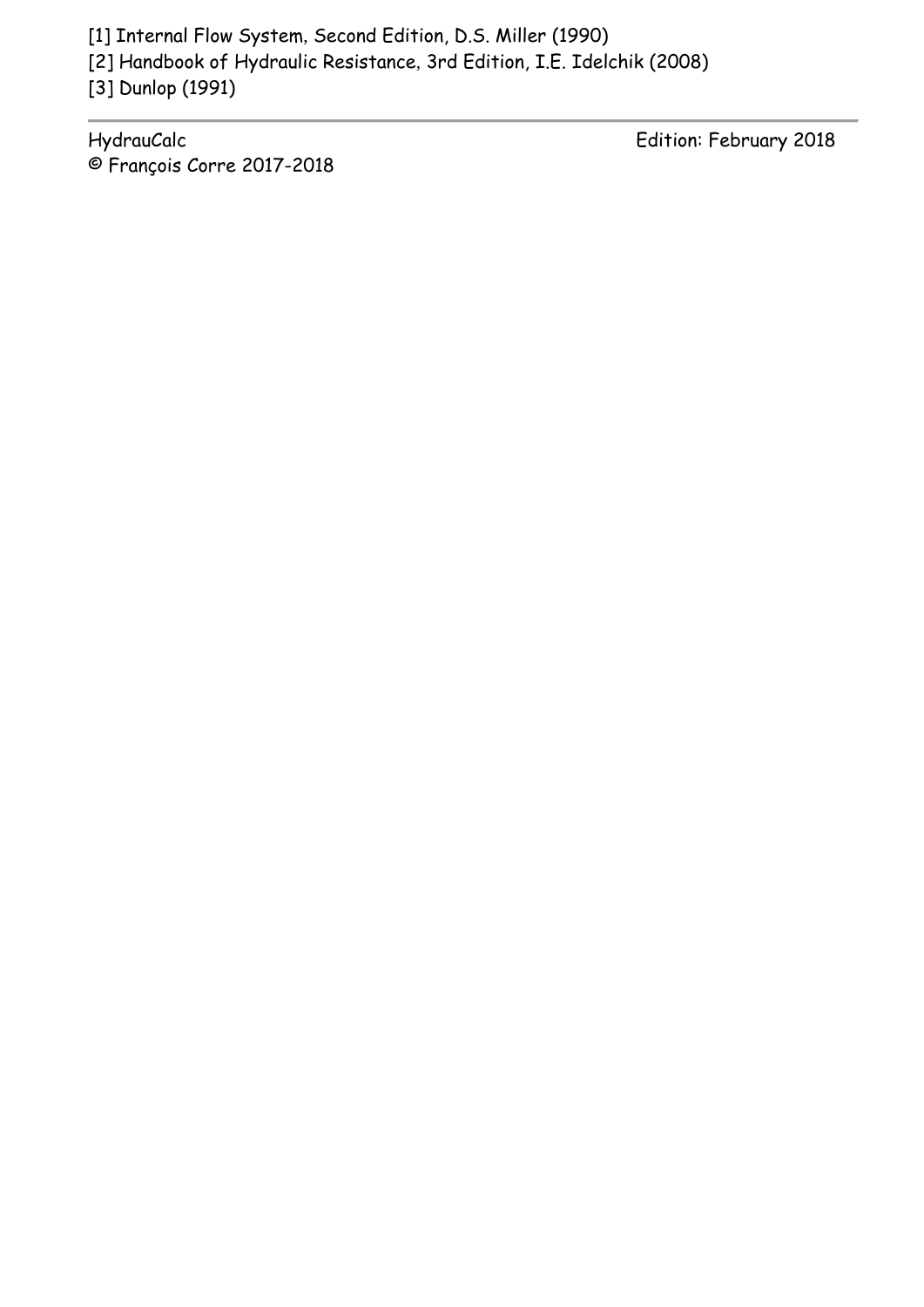[1] Internal Flow System, Second Edition, D.S. Miller (1990)

[2] Handbook of Hydraulic Resistance, 3rd Edition, I.E. Idelchik (2008)

[3] Dunlop (1991)

---

HydrauCalc

© François Corre 2017-2018

Edition: February 2018